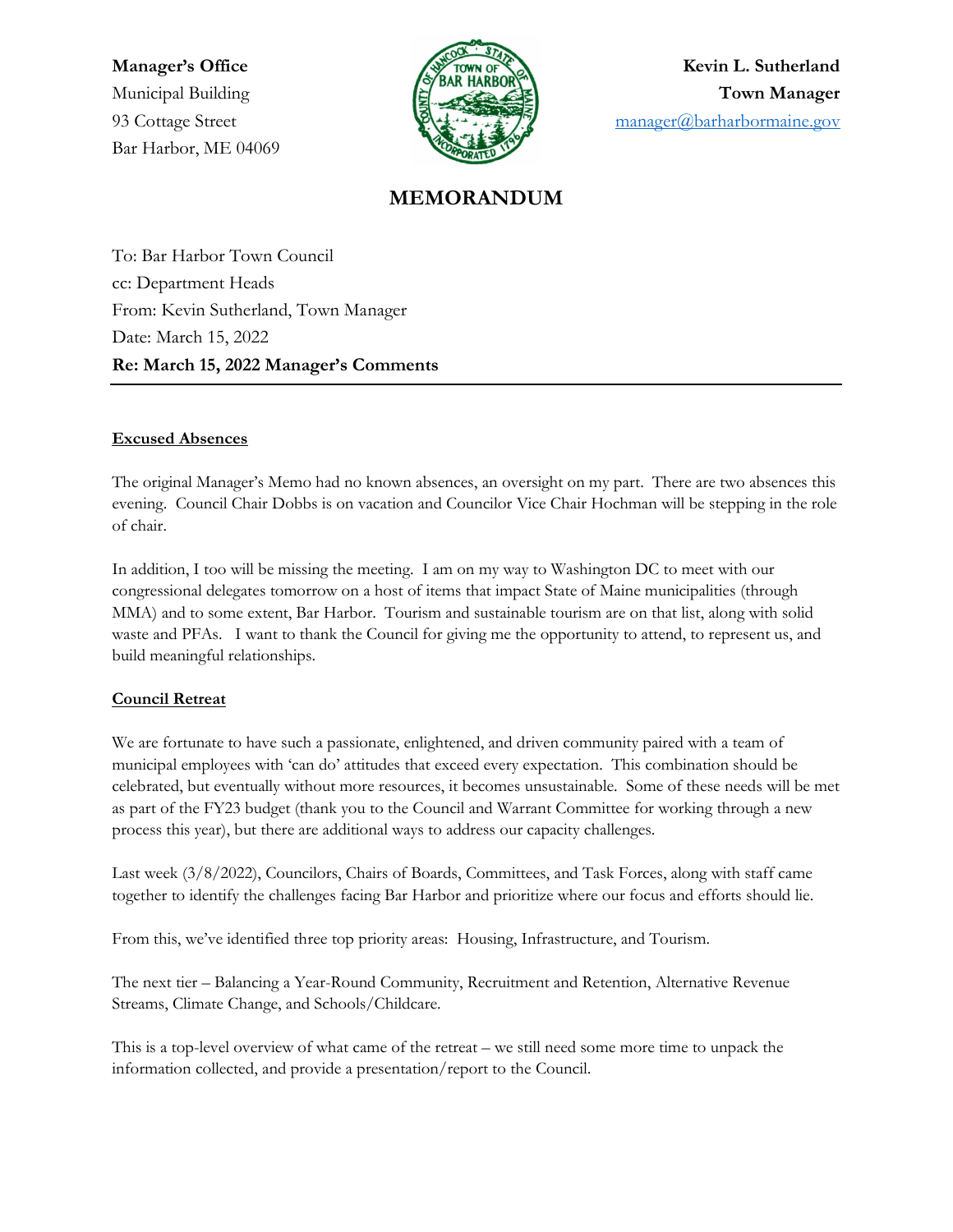**Manager's Office**
Municipal Building
93 Cottage Street
Bar Harbor, ME 04069

**Kevin L. Sutherland**
**Town Manager**
manager@barharbormaine.gov

# MEMORANDUM

To: Bar Harbor Town Council
cc: Department Heads
From: Kevin Sutherland, Town Manager
Date: March 15, 2022
**Re: March 15, 2022 Manager's Comments**

---

**Excused Absences**

The original Manager's Memo had no known absences, an oversight on my part. There are two absences this evening. Council Chair Dobbs is on vacation and Councilor Vice Chair Hochman will be stepping in the role of chair.

In addition, I too will be missing the meeting. I am on my way to Washington DC to meet with our congressional delegates tomorrow on a host of items that impact State of Maine municipalities (through MMA) and to some extent, Bar Harbor. Tourism and sustainable tourism are on that list, along with solid waste and PFAs. I want to thank the Council for giving me the opportunity to attend, to represent us, and build meaningful relationships.

**Council Retreat**

We are fortunate to have such a passionate, enlightened, and driven community paired with a team of municipal employees with 'can do' attitudes that exceed every expectation. This combination should be celebrated, but eventually without more resources, it becomes unsustainable. Some of these needs will be met as part of the FY23 budget (thank you to the Council and Warrant Committee for working through a new process this year), but there are additional ways to address our capacity challenges.

Last week (3/8/2022), Councilors, Chairs of Boards, Committees, and Task Forces, along with staff came together to identify the challenges facing Bar Harbor and prioritize where our focus and efforts should lie.

From this, we've identified three top priority areas: Housing, Infrastructure, and Tourism.

The next tier – Balancing a Year-Round Community, Recruitment and Retention, Alternative Revenue Streams, Climate Change, and Schools/Childcare.

This is a top-level overview of what came of the retreat – we still need some more time to unpack the information collected, and provide a presentation/report to the Council.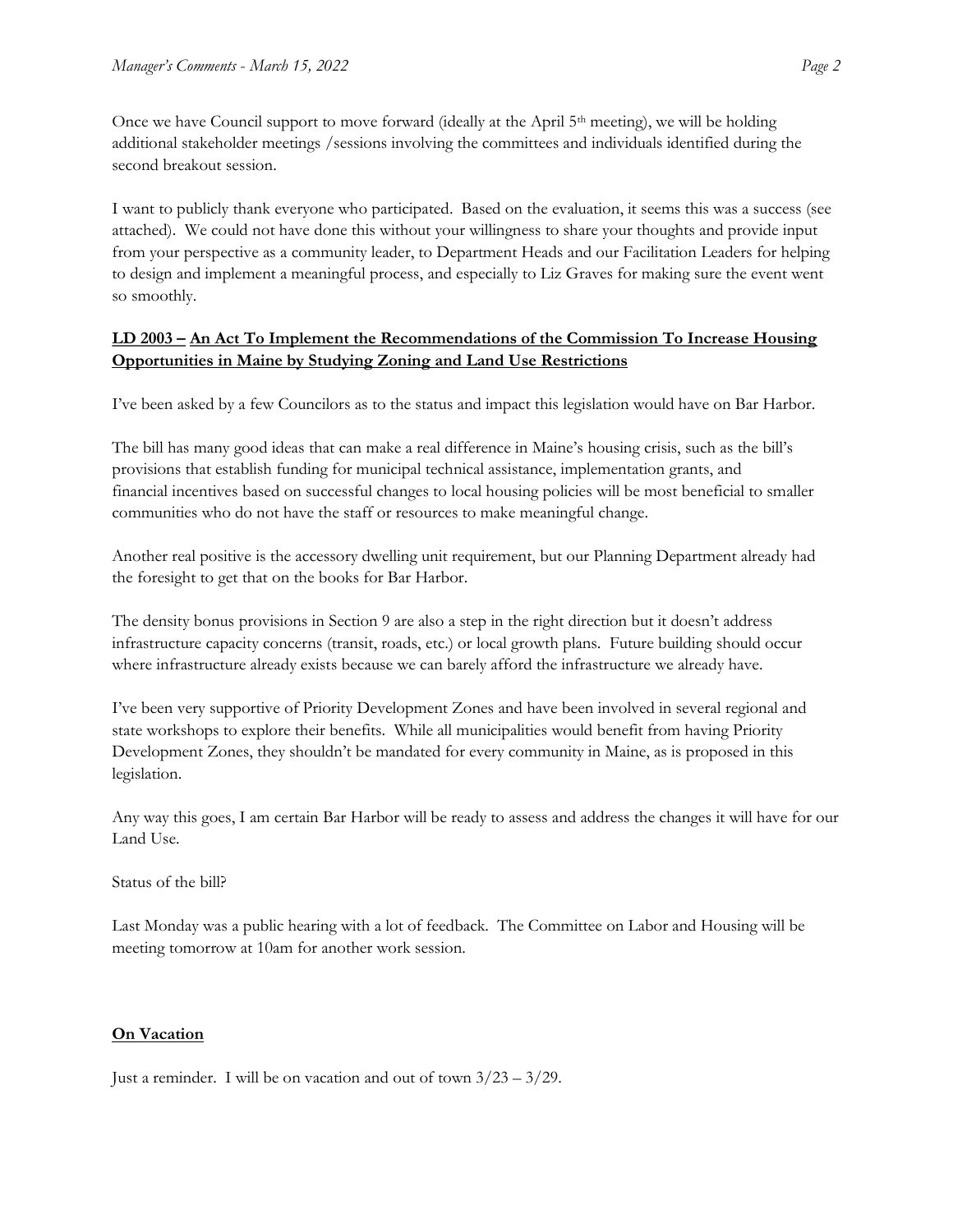Once we have Council support to move forward (ideally at the April 5th meeting), we will be holding additional stakeholder meetings /sessions involving the committees and individuals identified during the second breakout session.

I want to publicly thank everyone who participated. Based on the evaluation, it seems this was a success (see attached). We could not have done this without your willingness to share your thoughts and provide input from your perspective as a community leader, to Department Heads and our Facilitation Leaders for helping to design and implement a meaningful process, and especially to Liz Graves for making sure the event went so smoothly.

**LD 2003 – An Act To Implement the Recommendations of the Commission To Increase Housing Opportunities in Maine by Studying Zoning and Land Use Restrictions**

I've been asked by a few Councilors as to the status and impact this legislation would have on Bar Harbor.

The bill has many good ideas that can make a real difference in Maine's housing crisis, such as the bill's provisions that establish funding for municipal technical assistance, implementation grants, and financial incentives based on successful changes to local housing policies will be most beneficial to smaller communities who do not have the staff or resources to make meaningful change.

Another real positive is the accessory dwelling unit requirement, but our Planning Department already had the foresight to get that on the books for Bar Harbor.

The density bonus provisions in Section 9 are also a step in the right direction but it doesn't address infrastructure capacity concerns (transit, roads, etc.) or local growth plans. Future building should occur where infrastructure already exists because we can barely afford the infrastructure we already have.

I've been very supportive of Priority Development Zones and have been involved in several regional and state workshops to explore their benefits. While all municipalities would benefit from having Priority Development Zones, they shouldn't be mandated for every community in Maine, as is proposed in this legislation.

Any way this goes, I am certain Bar Harbor will be ready to assess and address the changes it will have for our Land Use.

Status of the bill?

Last Monday was a public hearing with a lot of feedback. The Committee on Labor and Housing will be meeting tomorrow at 10am for another work session.

**On Vacation**

Just a reminder. I will be on vacation and out of town 3/23 – 3/29.